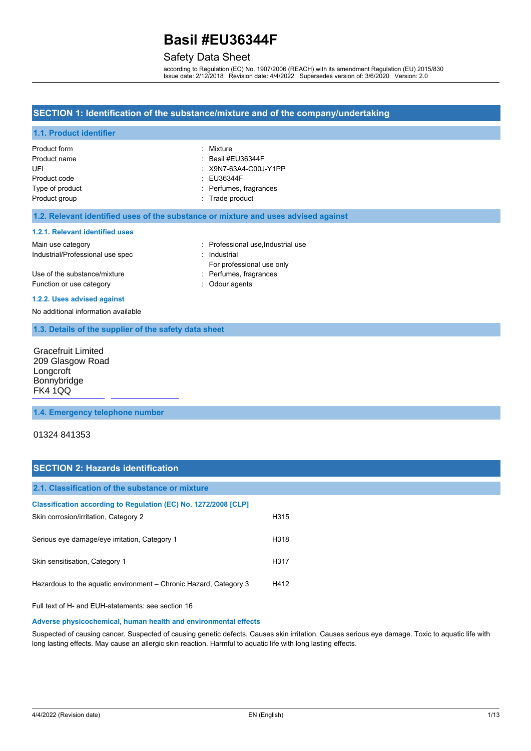# Basil #EU36344F

Safety Data Sheet

according to Regulation (EC) No. 1907/2006 (REACH) with its amendment Regulation (EU) 2015/830
Issue date: 2/12/2018 Revision date: 4/4/2022 Supersedes version of: 3/6/2020 Version: 2.0

## SECTION 1: Identification of the substance/mixture and of the company/undertaking

### 1.1. Product identifier

| | |
|---|---|
| Product form | : Mixture |
| Product name | : Basil #EU36344F |
| UFI | : X9N7-63A4-C00J-Y1PP |
| Product code | : EU36344F |
| Type of product | : Perfumes, fragrances |
| Product group | : Trade product |

### 1.2. Relevant identified uses of the substance or mixture and uses advised against

#### 1.2.1. Relevant identified uses

| | |
|---|---|
| Main use category | : Professional use,Industrial use |
| Industrial/Professional use spec | : Industrial<br>For professional use only |
| Use of the substance/mixture | : Perfumes, fragrances |
| Function or use category | : Odour agents |

#### 1.2.2. Uses advised against

No additional information available

### 1.3. Details of the supplier of the safety data sheet

Gracefruit Limited
209 Glasgow Road
Longcroft
Bonnybridge
FK4 1QQ

### 1.4. Emergency telephone number

01324 841353

## SECTION 2: Hazards identification

### 2.1. Classification of the substance or mixture

#### Classification according to Regulation (EC) No. 1272/2008 [CLP]

| | |
|---|---|
| Skin corrosion/irritation, Category 2 | H315 |
| Serious eye damage/eye irritation, Category 1 | H318 |
| Skin sensitisation, Category 1 | H317 |
| Hazardous to the aquatic environment – Chronic Hazard, Category 3 | H412 |

Full text of H- and EUH-statements: see section 16

#### Adverse physicochemical, human health and environmental effects

Suspected of causing cancer. Suspected of causing genetic defects. Causes skin irritation. Causes serious eye damage. Toxic to aquatic life with long lasting effects. May cause an allergic skin reaction. Harmful to aquatic life with long lasting effects.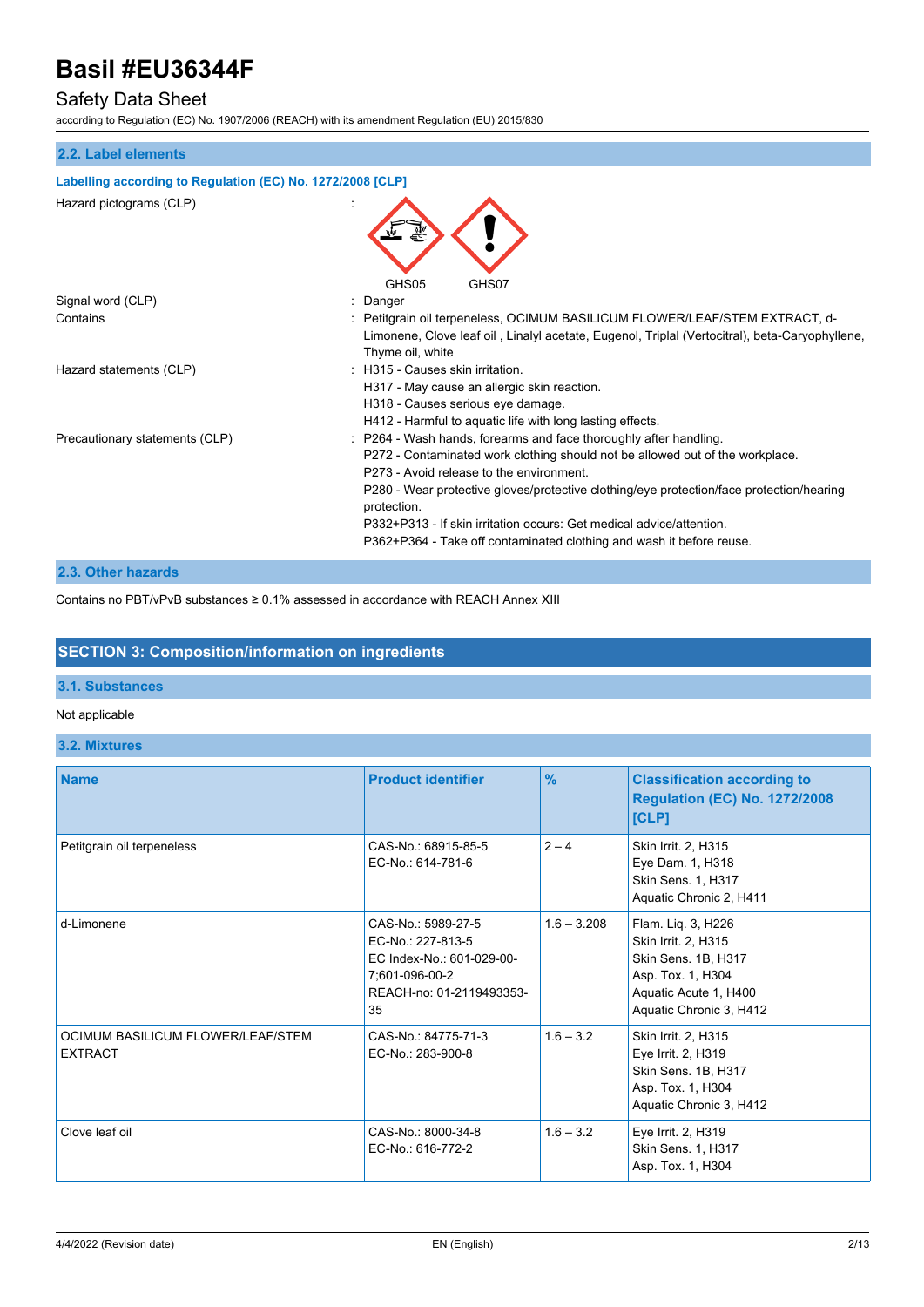## 2.2. Label elements

### Labelling according to Regulation (EC) No. 1272/2008 [CLP]

Hazard pictograms (CLP) :

GHS05 GHS07

Signal word (CLP) : Danger

Contains : Petitgrain oil terpeneless, OCIMUM BASILICUM FLOWER/LEAF/STEM EXTRACT, d-Limonene, Clove leaf oil , Linalyl acetate, Eugenol, Triplal (Vertocitral), beta-Caryophyllene, Thyme oil, white

Hazard statements (CLP) :
H315 - Causes skin irritation.
H317 - May cause an allergic skin reaction.
H318 - Causes serious eye damage.
H412 - Harmful to aquatic life with long lasting effects.

Precautionary statements (CLP) :
P264 - Wash hands, forearms and face thoroughly after handling.
P272 - Contaminated work clothing should not be allowed out of the workplace.
P273 - Avoid release to the environment.
P280 - Wear protective gloves/protective clothing/eye protection/face protection/hearing protection.
P332+P313 - If skin irritation occurs: Get medical advice/attention.
P362+P364 - Take off contaminated clothing and wash it before reuse.

## 2.3. Other hazards

Contains no PBT/vPvB substances ≥ 0.1% assessed in accordance with REACH Annex XIII

# SECTION 3: Composition/information on ingredients

## 3.1. Substances

Not applicable

## 3.2. Mixtures

| Name | Product identifier | % | Classification according to Regulation (EC) No. 1272/2008 [CLP] |
|---|---|---|---|
| Petitgrain oil terpeneless | CAS-No.: 68915-85-5<br>EC-No.: 614-781-6 | 2 – 4 | Skin Irrit. 2, H315<br>Eye Dam. 1, H318<br>Skin Sens. 1, H317<br>Aquatic Chronic 2, H411 |
| d-Limonene | CAS-No.: 5989-27-5<br>EC-No.: 227-813-5<br>EC Index-No.: 601-029-00-7;601-096-00-2<br>REACH-no: 01-2119493353-35 | 1.6 – 3.208 | Flam. Liq. 3, H226<br>Skin Irrit. 2, H315<br>Skin Sens. 1B, H317<br>Asp. Tox. 1, H304<br>Aquatic Acute 1, H400<br>Aquatic Chronic 3, H412 |
| OCIMUM BASILICUM FLOWER/LEAF/STEM EXTRACT | CAS-No.: 84775-71-3<br>EC-No.: 283-900-8 | 1.6 – 3.2 | Skin Irrit. 2, H315<br>Eye Irrit. 2, H319<br>Skin Sens. 1B, H317<br>Asp. Tox. 1, H304<br>Aquatic Chronic 3, H412 |
| Clove leaf oil | CAS-No.: 8000-34-8<br>EC-No.: 616-772-2 | 1.6 – 3.2 | Eye Irrit. 2, H319<br>Skin Sens. 1, H317<br>Asp. Tox. 1, H304 |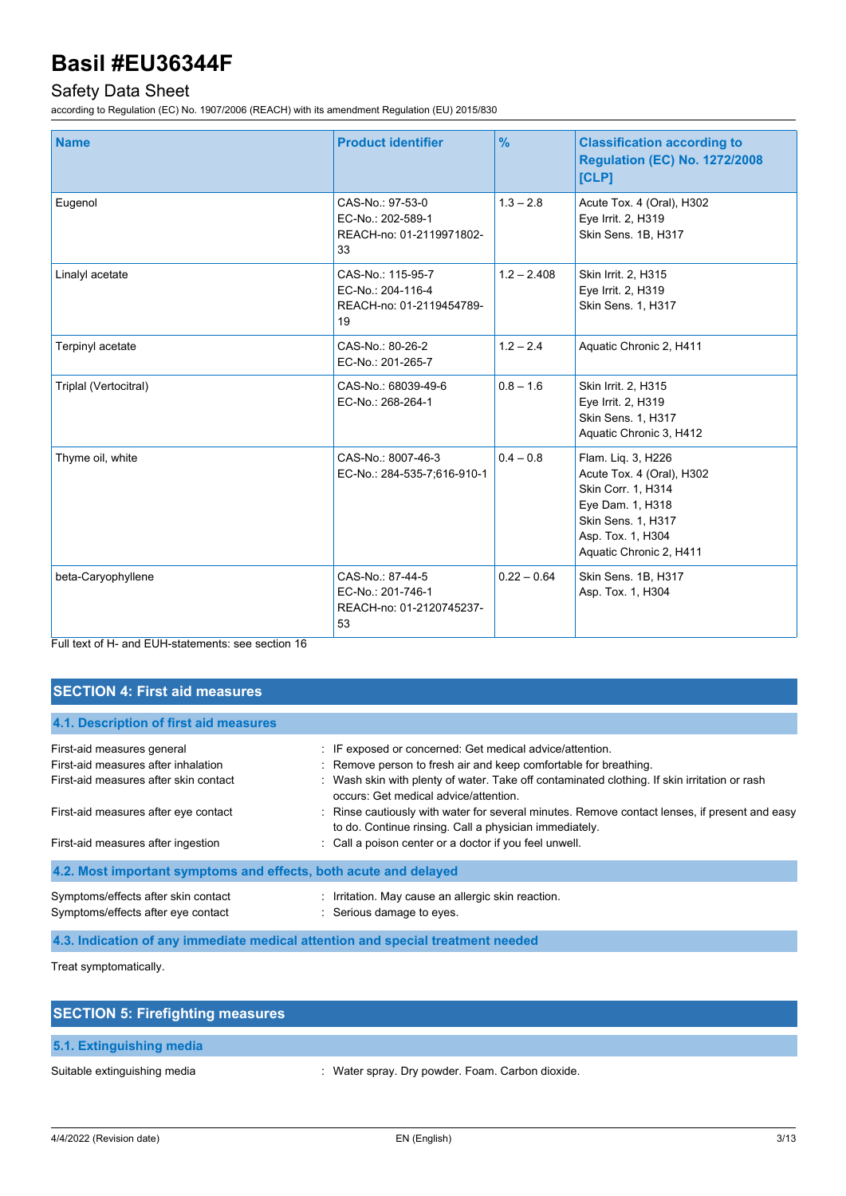| Name | Product identifier | % | Classification according to Regulation (EC) No. 1272/2008 [CLP] |
|---|---|---|---|
| Eugenol | CAS-No.: 97-53-0<br>EC-No.: 202-589-1<br>REACH-no: 01-2119971802-33 | 1.3 – 2.8 | Acute Tox. 4 (Oral), H302<br>Eye Irrit. 2, H319<br>Skin Sens. 1B, H317 |
| Linalyl acetate | CAS-No.: 115-95-7<br>EC-No.: 204-116-4<br>REACH-no: 01-2119454789-19 | 1.2 – 2.408 | Skin Irrit. 2, H315<br>Eye Irrit. 2, H319<br>Skin Sens. 1, H317 |
| Terpinyl acetate | CAS-No.: 80-26-2<br>EC-No.: 201-265-7 | 1.2 – 2.4 | Aquatic Chronic 2, H411 |
| Triplal (Vertocitral) | CAS-No.: 68039-49-6<br>EC-No.: 268-264-1 | 0.8 – 1.6 | Skin Irrit. 2, H315<br>Eye Irrit. 2, H319<br>Skin Sens. 1, H317<br>Aquatic Chronic 3, H412 |
| Thyme oil, white | CAS-No.: 8007-46-3<br>EC-No.: 284-535-7;616-910-1 | 0.4 – 0.8 | Flam. Liq. 3, H226<br>Acute Tox. 4 (Oral), H302<br>Skin Corr. 1, H314<br>Eye Dam. 1, H318<br>Skin Sens. 1, H317<br>Asp. Tox. 1, H304<br>Aquatic Chronic 2, H411 |
| beta-Caryophyllene | CAS-No.: 87-44-5<br>EC-No.: 201-746-1<br>REACH-no: 01-2120745237-53 | 0.22 – 0.64 | Skin Sens. 1B, H317<br>Asp. Tox. 1, H304 |

Full text of H- and EUH-statements: see section 16

## SECTION 4: First aid measures

### 4.1. Description of first aid measures

First-aid measures general : IF exposed or concerned: Get medical advice/attention.

First-aid measures after inhalation : Remove person to fresh air and keep comfortable for breathing.

First-aid measures after skin contact : Wash skin with plenty of water. Take off contaminated clothing. If skin irritation or rash occurs: Get medical advice/attention.

First-aid measures after eye contact : Rinse cautiously with water for several minutes. Remove contact lenses, if present and easy to do. Continue rinsing. Call a physician immediately.

First-aid measures after ingestion : Call a poison center or a doctor if you feel unwell.

### 4.2. Most important symptoms and effects, both acute and delayed

Symptoms/effects after skin contact : Irritation. May cause an allergic skin reaction.

Symptoms/effects after eye contact : Serious damage to eyes.

### 4.3. Indication of any immediate medical attention and special treatment needed

Treat symptomatically.

## SECTION 5: Firefighting measures

### 5.1. Extinguishing media

Suitable extinguishing media : Water spray. Dry powder. Foam. Carbon dioxide.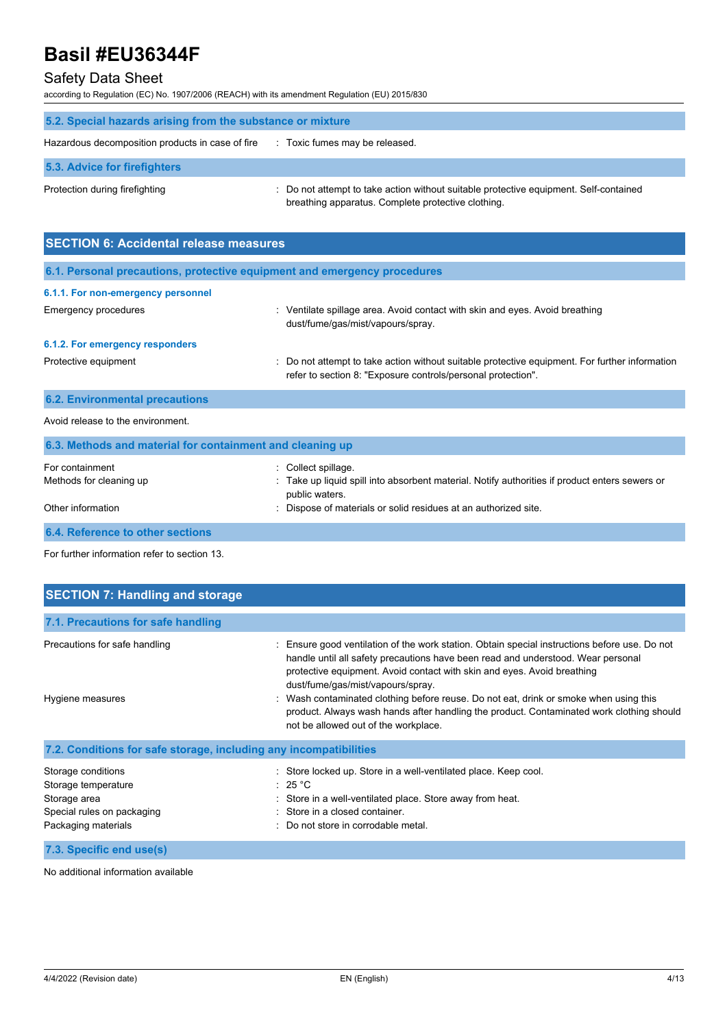### 5.2. Special hazards arising from the substance or mixture

Hazardous decomposition products in case of fire : Toxic fumes may be released.

### 5.3. Advice for firefighters

Protection during firefighting : Do not attempt to take action without suitable protective equipment. Self-contained breathing apparatus. Complete protective clothing.

## SECTION 6: Accidental release measures

### 6.1. Personal precautions, protective equipment and emergency procedures

#### 6.1.1. For non-emergency personnel

Emergency procedures : Ventilate spillage area. Avoid contact with skin and eyes. Avoid breathing dust/fume/gas/mist/vapours/spray.

#### 6.1.2. For emergency responders

Protective equipment : Do not attempt to take action without suitable protective equipment. For further information refer to section 8: "Exposure controls/personal protection".

### 6.2. Environmental precautions

Avoid release to the environment.

### 6.3. Methods and material for containment and cleaning up

For containment : Collect spillage.

Methods for cleaning up : Take up liquid spill into absorbent material. Notify authorities if product enters sewers or public waters.

Other information : Dispose of materials or solid residues at an authorized site.

### 6.4. Reference to other sections

For further information refer to section 13.

## SECTION 7: Handling and storage

### 7.1. Precautions for safe handling

Precautions for safe handling : Ensure good ventilation of the work station. Obtain special instructions before use. Do not handle until all safety precautions have been read and understood. Wear personal protective equipment. Avoid contact with skin and eyes. Avoid breathing dust/fume/gas/mist/vapours/spray.

Hygiene measures : Wash contaminated clothing before reuse. Do not eat, drink or smoke when using this product. Always wash hands after handling the product. Contaminated work clothing should not be allowed out of the workplace.

### 7.2. Conditions for safe storage, including any incompatibilities

Storage conditions : Store locked up. Store in a well-ventilated place. Keep cool.

Storage temperature : 25 °C

Storage area : Store in a well-ventilated place. Store away from heat.

Special rules on packaging : Store in a closed container.

Packaging materials : Do not store in corrodable metal.

### 7.3. Specific end use(s)

No additional information available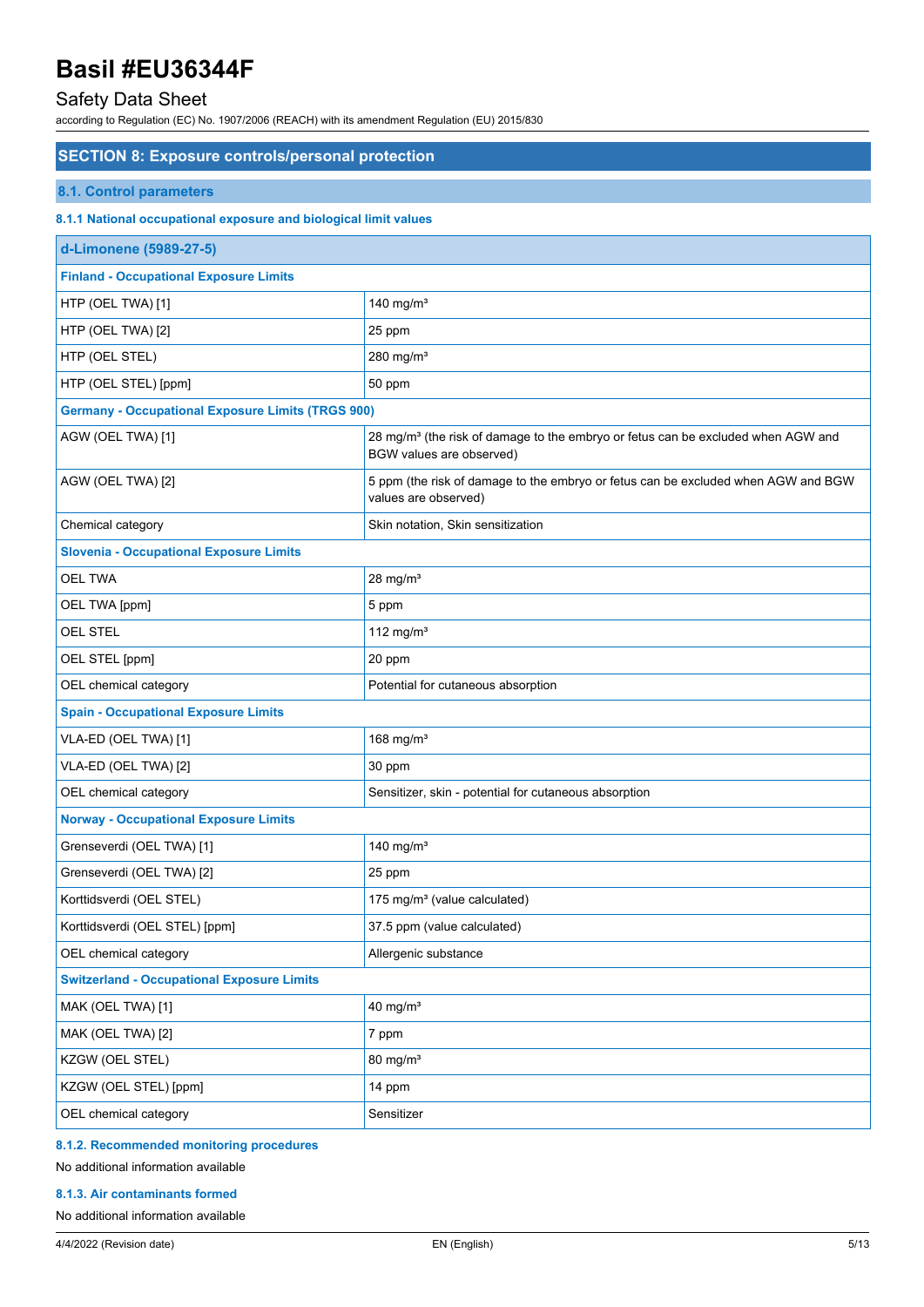# Basil #EU36344F

## Safety Data Sheet

according to Regulation (EC) No. 1907/2006 (REACH) with its amendment Regulation (EU) 2015/830

## SECTION 8: Exposure controls/personal protection

### 8.1. Control parameters

#### 8.1.1 National occupational exposure and biological limit values

| d-Limonene (5989-27-5) | |
|---|---|
| **Finland - Occupational Exposure Limits** | |
| HTP (OEL TWA) [1] | 140 mg/m³ |
| HTP (OEL TWA) [2] | 25 ppm |
| HTP (OEL STEL) | 280 mg/m³ |
| HTP (OEL STEL) [ppm] | 50 ppm |
| **Germany - Occupational Exposure Limits (TRGS 900)** | |
| AGW (OEL TWA) [1] | 28 mg/m³ (the risk of damage to the embryo or fetus can be excluded when AGW and BGW values are observed) |
| AGW (OEL TWA) [2] | 5 ppm (the risk of damage to the embryo or fetus can be excluded when AGW and BGW values are observed) |
| Chemical category | Skin notation, Skin sensitization |
| **Slovenia - Occupational Exposure Limits** | |
| OEL TWA | 28 mg/m³ |
| OEL TWA [ppm] | 5 ppm |
| OEL STEL | 112 mg/m³ |
| OEL STEL [ppm] | 20 ppm |
| OEL chemical category | Potential for cutaneous absorption |
| **Spain - Occupational Exposure Limits** | |
| VLA-ED (OEL TWA) [1] | 168 mg/m³ |
| VLA-ED (OEL TWA) [2] | 30 ppm |
| OEL chemical category | Sensitizer, skin - potential for cutaneous absorption |
| **Norway - Occupational Exposure Limits** | |
| Grenseverdi (OEL TWA) [1] | 140 mg/m³ |
| Grenseverdi (OEL TWA) [2] | 25 ppm |
| Korttidsverdi (OEL STEL) | 175 mg/m³ (value calculated) |
| Korttidsverdi (OEL STEL) [ppm] | 37.5 ppm (value calculated) |
| OEL chemical category | Allergenic substance |
| **Switzerland - Occupational Exposure Limits** | |
| MAK (OEL TWA) [1] | 40 mg/m³ |
| MAK (OEL TWA) [2] | 7 ppm |
| KZGW (OEL STEL) | 80 mg/m³ |
| KZGW (OEL STEL) [ppm] | 14 ppm |
| OEL chemical category | Sensitizer |

#### 8.1.2. Recommended monitoring procedures

No additional information available

#### 8.1.3. Air contaminants formed

No additional information available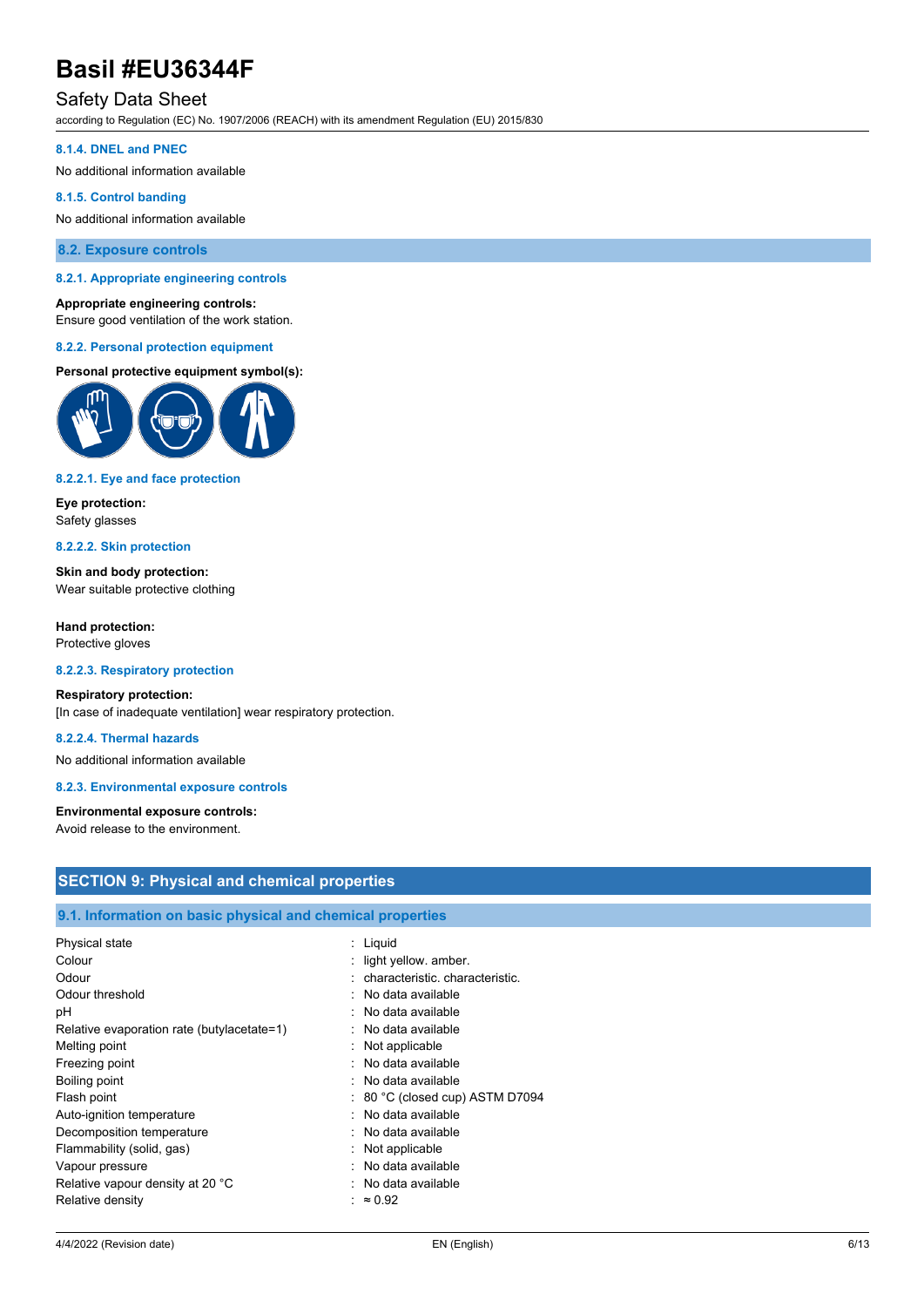#### 8.1.4. DNEL and PNEC

No additional information available

#### 8.1.5. Control banding

No additional information available

## 8.2. Exposure controls

#### 8.2.1. Appropriate engineering controls

**Appropriate engineering controls:**
Ensure good ventilation of the work station.

#### 8.2.2. Personal protection equipment

**Personal protective equipment symbol(s):**

#### 8.2.2.1. Eye and face protection

**Eye protection:**
Safety glasses

#### 8.2.2.2. Skin protection

**Skin and body protection:**
Wear suitable protective clothing

**Hand protection:**
Protective gloves

#### 8.2.2.3. Respiratory protection

**Respiratory protection:**
[In case of inadequate ventilation] wear respiratory protection.

#### 8.2.2.4. Thermal hazards

No additional information available

#### 8.2.3. Environmental exposure controls

**Environmental exposure controls:**
Avoid release to the environment.

# SECTION 9: Physical and chemical properties

## 9.1. Information on basic physical and chemical properties

| | |
|---|---|
| Physical state | : Liquid |
| Colour | : light yellow. amber. |
| Odour | : characteristic. characteristic. |
| Odour threshold | : No data available |
| pH | : No data available |
| Relative evaporation rate (butylacetate=1) | : No data available |
| Melting point | : Not applicable |
| Freezing point | : No data available |
| Boiling point | : No data available |
| Flash point | : 80 °C (closed cup) ASTM D7094 |
| Auto-ignition temperature | : No data available |
| Decomposition temperature | : No data available |
| Flammability (solid, gas) | : Not applicable |
| Vapour pressure | : No data available |
| Relative vapour density at 20 °C | : No data available |
| Relative density | : ≈ 0.92 |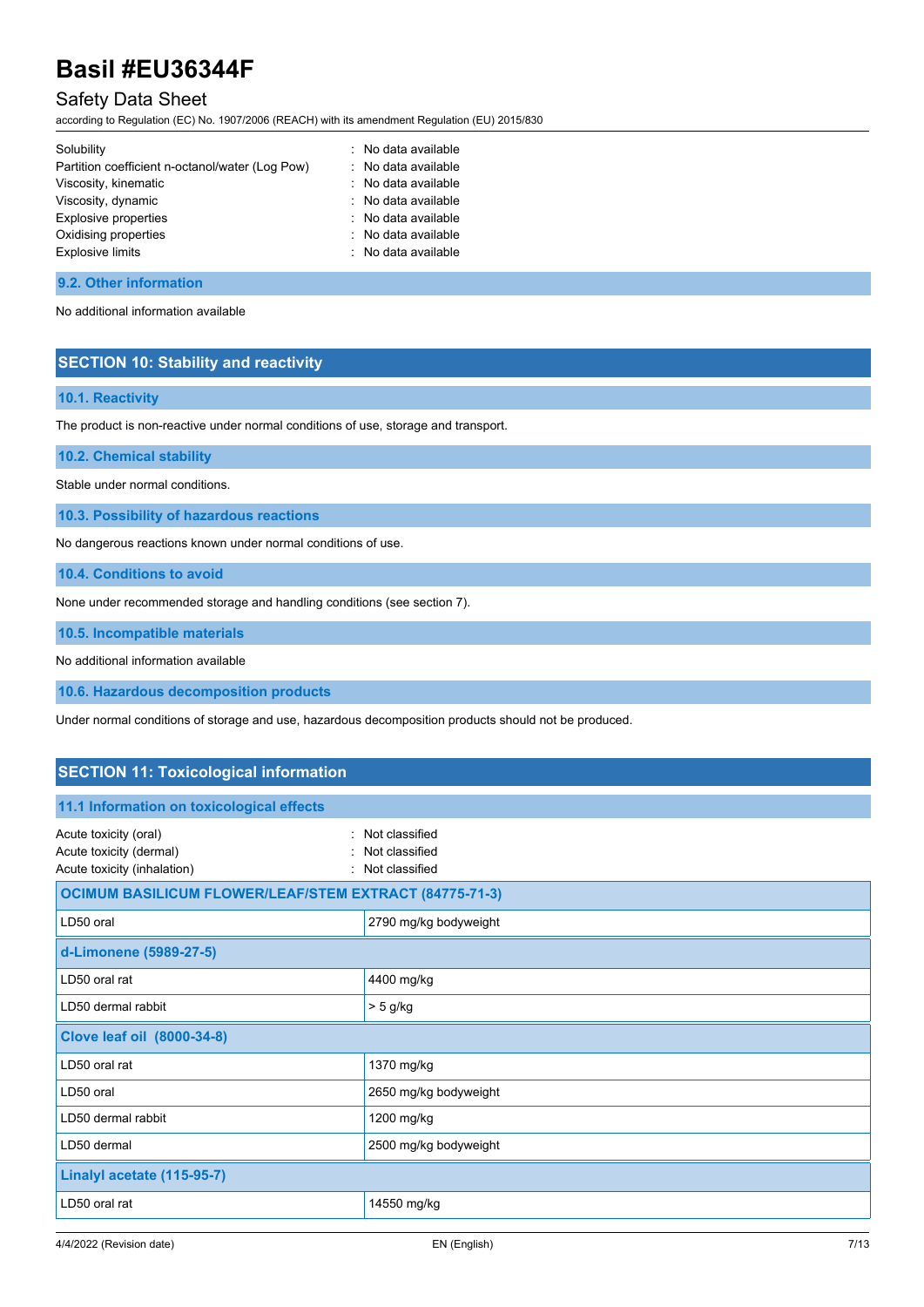| | | |
|---|---|---|
| Solubility | : | No data available |
| Partition coefficient n-octanol/water (Log Pow) | : | No data available |
| Viscosity, kinematic | : | No data available |
| Viscosity, dynamic | : | No data available |
| Explosive properties | : | No data available |
| Oxidising properties | : | No data available |
| Explosive limits | : | No data available |

### 9.2. Other information

No additional information available

## SECTION 10: Stability and reactivity

### 10.1. Reactivity

The product is non-reactive under normal conditions of use, storage and transport.

### 10.2. Chemical stability

Stable under normal conditions.

### 10.3. Possibility of hazardous reactions

No dangerous reactions known under normal conditions of use.

### 10.4. Conditions to avoid

None under recommended storage and handling conditions (see section 7).

### 10.5. Incompatible materials

No additional information available

### 10.6. Hazardous decomposition products

Under normal conditions of storage and use, hazardous decomposition products should not be produced.

## SECTION 11: Toxicological information

### 11.1 Information on toxicological effects

| | | |
|---|---|---|
| Acute toxicity (oral) | : | Not classified |
| Acute toxicity (dermal) | : | Not classified |
| Acute toxicity (inhalation) | : | Not classified |

| **OCIMUM BASILICUM FLOWER/LEAF/STEM EXTRACT (84775-71-3)** | |
|---|---|
| LD50 oral | 2790 mg/kg bodyweight |
| **d-Limonene (5989-27-5)** | |
| LD50 oral rat | 4400 mg/kg |
| LD50 dermal rabbit | > 5 g/kg |
| **Clove leaf oil (8000-34-8)** | |
| LD50 oral rat | 1370 mg/kg |
| LD50 oral | 2650 mg/kg bodyweight |
| LD50 dermal rabbit | 1200 mg/kg |
| LD50 dermal | 2500 mg/kg bodyweight |
| **Linalyl acetate (115-95-7)** | |
| LD50 oral rat | 14550 mg/kg |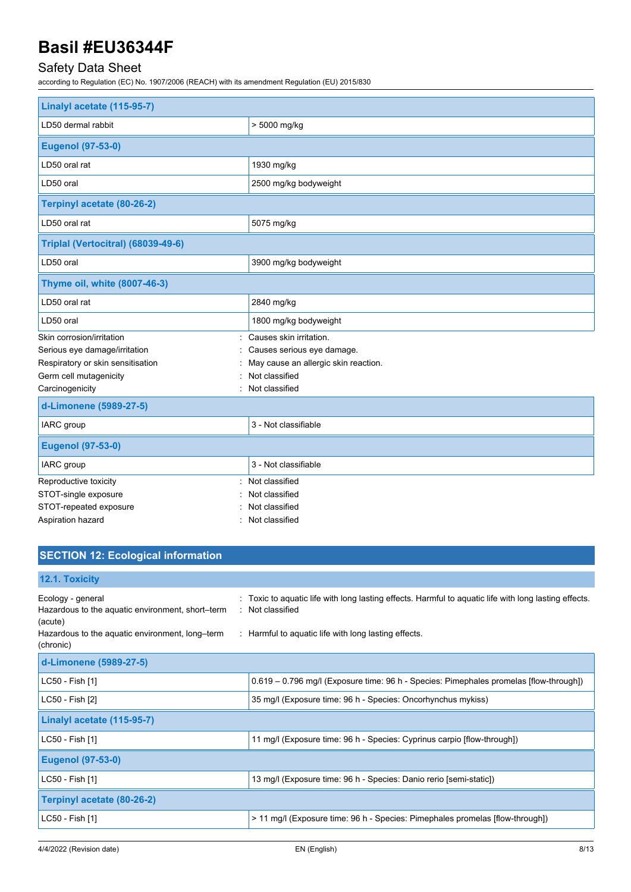| Linalyl acetate (115-95-7) | |
|---|---|
| LD50 dermal rabbit | > 5000 mg/kg |
| **Eugenol (97-53-0)** | |
| LD50 oral rat | 1930 mg/kg |
| LD50 oral | 2500 mg/kg bodyweight |
| **Terpinyl acetate (80-26-2)** | |
| LD50 oral rat | 5075 mg/kg |
| **Triplal (Vertocitral) (68039-49-6)** | |
| LD50 oral | 3900 mg/kg bodyweight |
| **Thyme oil, white (8007-46-3)** | |
| LD50 oral rat | 2840 mg/kg |
| LD50 oral | 1800 mg/kg bodyweight |

Skin corrosion/irritation : Causes skin irritation.

Serious eye damage/irritation : Causes serious eye damage.

Respiratory or skin sensitisation : May cause an allergic skin reaction.

Germ cell mutagenicity : Not classified

Carcinogenicity : Not classified

| d-Limonene (5989-27-5) | |
|---|---|
| IARC group | 3 - Not classifiable |
| **Eugenol (97-53-0)** | |
| IARC group | 3 - Not classifiable |

Reproductive toxicity : Not classified

STOT-single exposure : Not classified

STOT-repeated exposure : Not classified

Aspiration hazard : Not classified

## SECTION 12: Ecological information

### 12.1. Toxicity

Ecology - general : Toxic to aquatic life with long lasting effects. Harmful to aquatic life with long lasting effects.

Hazardous to the aquatic environment, short–term (acute) : Not classified

Hazardous to the aquatic environment, long–term (chronic) : Harmful to aquatic life with long lasting effects.

| d-Limonene (5989-27-5) | |
|---|---|
| LC50 - Fish [1] | 0.619 – 0.796 mg/l (Exposure time: 96 h - Species: Pimephales promelas [flow-through]) |
| LC50 - Fish [2] | 35 mg/l (Exposure time: 96 h - Species: Oncorhynchus mykiss) |
| **Linalyl acetate (115-95-7)** | |
| LC50 - Fish [1] | 11 mg/l (Exposure time: 96 h - Species: Cyprinus carpio [flow-through]) |
| **Eugenol (97-53-0)** | |
| LC50 - Fish [1] | 13 mg/l (Exposure time: 96 h - Species: Danio rerio [semi-static]) |
| **Terpinyl acetate (80-26-2)** | |
| LC50 - Fish [1] | > 11 mg/l (Exposure time: 96 h - Species: Pimephales promelas [flow-through]) |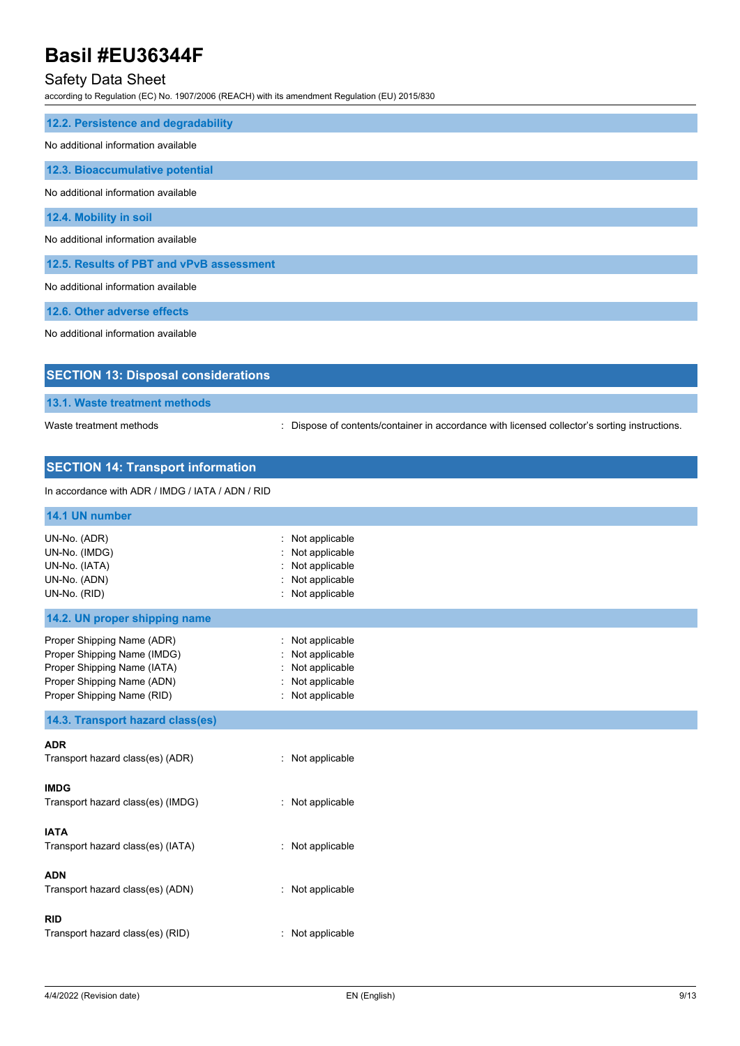### 12.2. Persistence and degradability

No additional information available

### 12.3. Bioaccumulative potential

No additional information available

### 12.4. Mobility in soil

No additional information available

### 12.5. Results of PBT and vPvB assessment

No additional information available

### 12.6. Other adverse effects

No additional information available

## SECTION 13: Disposal considerations

### 13.1. Waste treatment methods

Waste treatment methods : Dispose of contents/container in accordance with licensed collector's sorting instructions.

## SECTION 14: Transport information

In accordance with ADR / IMDG / IATA / ADN / RID

### 14.1 UN number

UN-No. (ADR) : Not applicable
UN-No. (IMDG) : Not applicable
UN-No. (IATA) : Not applicable
UN-No. (ADN) : Not applicable
UN-No. (RID) : Not applicable

### 14.2. UN proper shipping name

Proper Shipping Name (ADR) : Not applicable
Proper Shipping Name (IMDG) : Not applicable
Proper Shipping Name (IATA) : Not applicable
Proper Shipping Name (ADN) : Not applicable
Proper Shipping Name (RID) : Not applicable

### 14.3. Transport hazard class(es)

**ADR**
Transport hazard class(es) (ADR) : Not applicable

**IMDG**
Transport hazard class(es) (IMDG) : Not applicable

**IATA**
Transport hazard class(es) (IATA) : Not applicable

**ADN**
Transport hazard class(es) (ADN) : Not applicable

**RID**
Transport hazard class(es) (RID) : Not applicable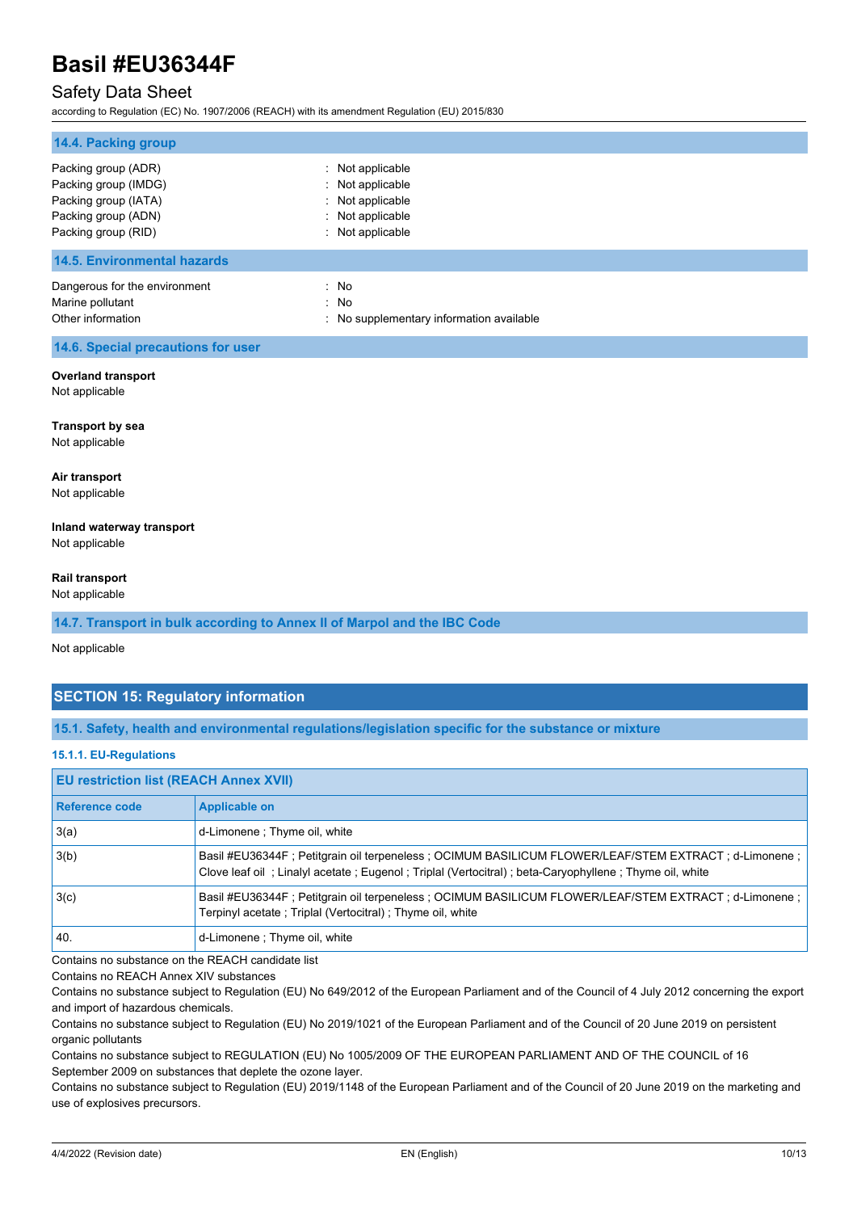### 14.4. Packing group

| | |
|---|---|
| Packing group (ADR) | : Not applicable |
| Packing group (IMDG) | : Not applicable |
| Packing group (IATA) | : Not applicable |
| Packing group (ADN) | : Not applicable |
| Packing group (RID) | : Not applicable |

### 14.5. Environmental hazards

| | |
|---|---|
| Dangerous for the environment | : No |
| Marine pollutant | : No |
| Other information | : No supplementary information available |

### 14.6. Special precautions for user

**Overland transport**
Not applicable

**Transport by sea**
Not applicable

**Air transport**
Not applicable

**Inland waterway transport**
Not applicable

**Rail transport**
Not applicable

### 14.7. Transport in bulk according to Annex II of Marpol and the IBC Code

Not applicable

## SECTION 15: Regulatory information

### 15.1. Safety, health and environmental regulations/legislation specific for the substance or mixture

#### 15.1.1. EU-Regulations

| EU restriction list (REACH Annex XVII) | |
|---|---|
| **Reference code** | **Applicable on** |
| 3(a) | d-Limonene ; Thyme oil, white |
| 3(b) | Basil #EU36344F ; Petitgrain oil terpeneless ; OCIMUM BASILICUM FLOWER/LEAF/STEM EXTRACT ; d-Limonene ; Clove leaf oil ; Linalyl acetate ; Eugenol ; Triplal (Vertocitral) ; beta-Caryophyllene ; Thyme oil, white |
| 3(c) | Basil #EU36344F ; Petitgrain oil terpeneless ; OCIMUM BASILICUM FLOWER/LEAF/STEM EXTRACT ; d-Limonene ; Terpinyl acetate ; Triplal (Vertocitral) ; Thyme oil, white |
| 40. | d-Limonene ; Thyme oil, white |

Contains no substance on the REACH candidate list

Contains no REACH Annex XIV substances

Contains no substance subject to Regulation (EU) No 649/2012 of the European Parliament and of the Council of 4 July 2012 concerning the export and import of hazardous chemicals.

Contains no substance subject to Regulation (EU) No 2019/1021 of the European Parliament and of the Council of 20 June 2019 on persistent organic pollutants

Contains no substance subject to REGULATION (EU) No 1005/2009 OF THE EUROPEAN PARLIAMENT AND OF THE COUNCIL of 16 September 2009 on substances that deplete the ozone layer.

Contains no substance subject to Regulation (EU) 2019/1148 of the European Parliament and of the Council of 20 June 2019 on the marketing and use of explosives precursors.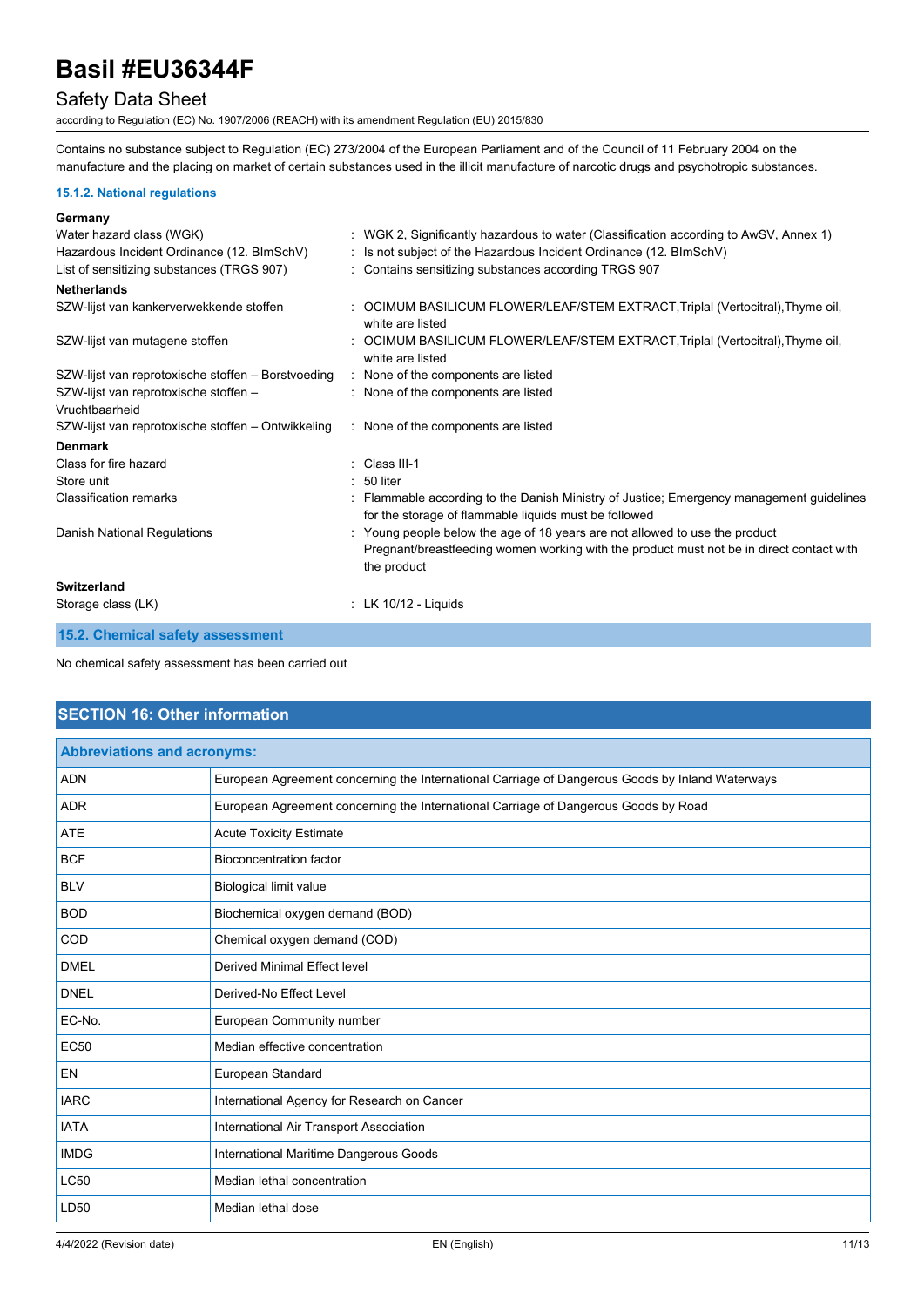Contains no substance subject to Regulation (EC) 273/2004 of the European Parliament and of the Council of 11 February 2004 on the manufacture and the placing on market of certain substances used in the illicit manufacture of narcotic drugs and psychotropic substances.

#### 15.1.2. National regulations

**Germany**

| | |
|---|---|
| Water hazard class (WGK) | : WGK 2, Significantly hazardous to water (Classification according to AwSV, Annex 1) |
| Hazardous Incident Ordinance (12. BImSchV) | : Is not subject of the Hazardous Incident Ordinance (12. BImSchV) |
| List of sensitizing substances (TRGS 907) | : Contains sensitizing substances according TRGS 907 |

**Netherlands**

| | |
|---|---|
| SZW-lijst van kankerverwekkende stoffen | : OCIMUM BASILICUM FLOWER/LEAF/STEM EXTRACT,Triplal (Vertocitral),Thyme oil, white are listed |
| SZW-lijst van mutagene stoffen | : OCIMUM BASILICUM FLOWER/LEAF/STEM EXTRACT,Triplal (Vertocitral),Thyme oil, white are listed |
| SZW-lijst van reprotoxische stoffen – Borstvoeding | : None of the components are listed |
| SZW-lijst van reprotoxische stoffen – Vruchtbaarheid | : None of the components are listed |
| SZW-lijst van reprotoxische stoffen – Ontwikkeling | : None of the components are listed |

**Denmark**

| | |
|---|---|
| Class for fire hazard | : Class III-1 |
| Store unit | : 50 liter |
| Classification remarks | : Flammable according to the Danish Ministry of Justice; Emergency management guidelines for the storage of flammable liquids must be followed |
| Danish National Regulations | : Young people below the age of 18 years are not allowed to use the product<br>Pregnant/breastfeeding women working with the product must not be in direct contact with the product |

**Switzerland**

| | |
|---|---|
| Storage class (LK) | : LK 10/12 - Liquids |

### 15.2. Chemical safety assessment

No chemical safety assessment has been carried out

## SECTION 16: Other information

| Abbreviations and acronyms: | |
|---|---|
| ADN | European Agreement concerning the International Carriage of Dangerous Goods by Inland Waterways |
| ADR | European Agreement concerning the International Carriage of Dangerous Goods by Road |
| ATE | Acute Toxicity Estimate |
| BCF | Bioconcentration factor |
| BLV | Biological limit value |
| BOD | Biochemical oxygen demand (BOD) |
| COD | Chemical oxygen demand (COD) |
| DMEL | Derived Minimal Effect level |
| DNEL | Derived-No Effect Level |
| EC-No. | European Community number |
| EC50 | Median effective concentration |
| EN | European Standard |
| IARC | International Agency for Research on Cancer |
| IATA | International Air Transport Association |
| IMDG | International Maritime Dangerous Goods |
| LC50 | Median lethal concentration |
| LD50 | Median lethal dose |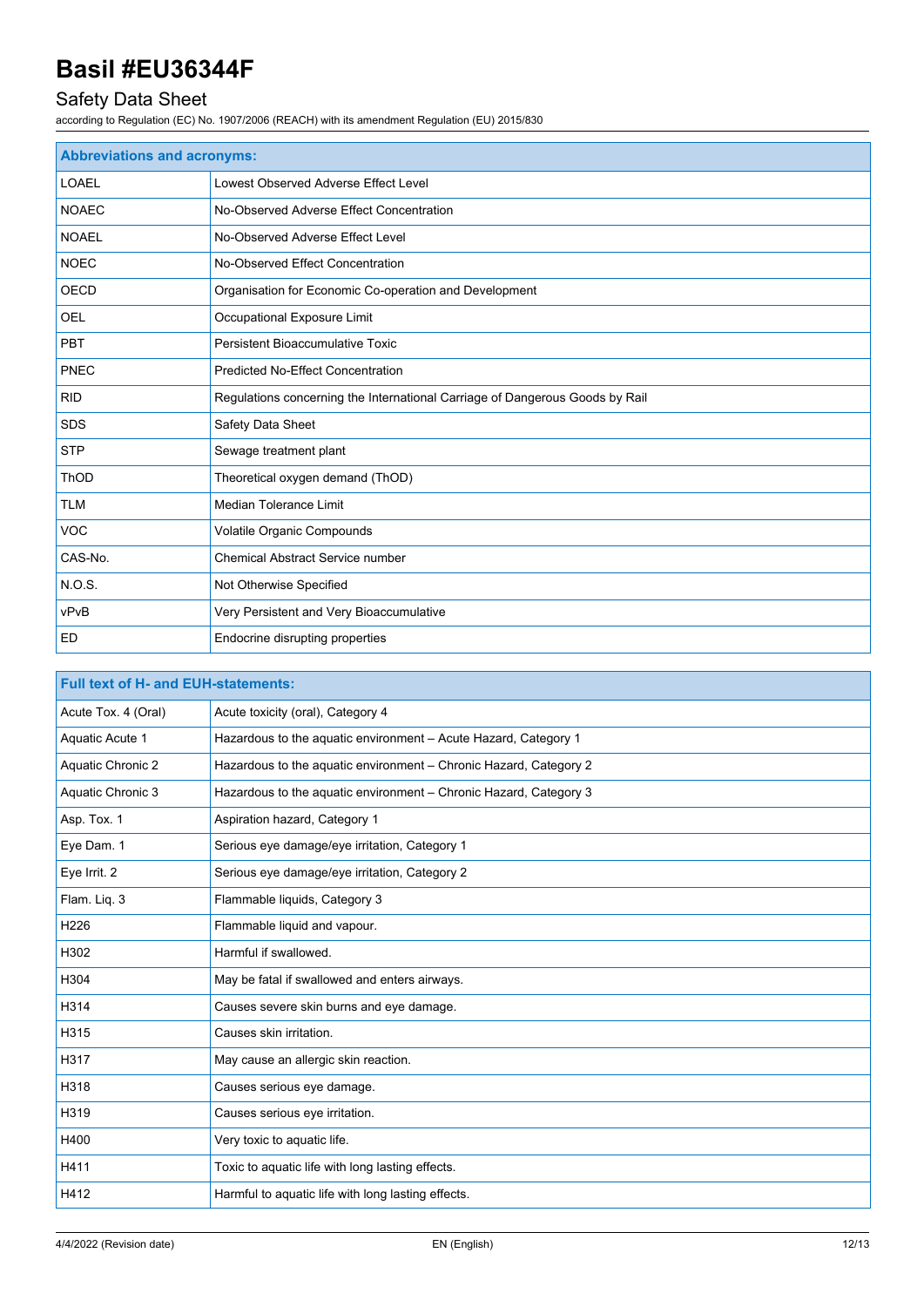| Abbreviations and acronyms: | |
|---|---|
| LOAEL | Lowest Observed Adverse Effect Level |
| NOAEC | No-Observed Adverse Effect Concentration |
| NOAEL | No-Observed Adverse Effect Level |
| NOEC | No-Observed Effect Concentration |
| OECD | Organisation for Economic Co-operation and Development |
| OEL | Occupational Exposure Limit |
| PBT | Persistent Bioaccumulative Toxic |
| PNEC | Predicted No-Effect Concentration |
| RID | Regulations concerning the International Carriage of Dangerous Goods by Rail |
| SDS | Safety Data Sheet |
| STP | Sewage treatment plant |
| ThOD | Theoretical oxygen demand (ThOD) |
| TLM | Median Tolerance Limit |
| VOC | Volatile Organic Compounds |
| CAS-No. | Chemical Abstract Service number |
| N.O.S. | Not Otherwise Specified |
| vPvB | Very Persistent and Very Bioaccumulative |
| ED | Endocrine disrupting properties |

| Full text of H- and EUH-statements: | |
|---|---|
| Acute Tox. 4 (Oral) | Acute toxicity (oral), Category 4 |
| Aquatic Acute 1 | Hazardous to the aquatic environment – Acute Hazard, Category 1 |
| Aquatic Chronic 2 | Hazardous to the aquatic environment – Chronic Hazard, Category 2 |
| Aquatic Chronic 3 | Hazardous to the aquatic environment – Chronic Hazard, Category 3 |
| Asp. Tox. 1 | Aspiration hazard, Category 1 |
| Eye Dam. 1 | Serious eye damage/eye irritation, Category 1 |
| Eye Irrit. 2 | Serious eye damage/eye irritation, Category 2 |
| Flam. Liq. 3 | Flammable liquids, Category 3 |
| H226 | Flammable liquid and vapour. |
| H302 | Harmful if swallowed. |
| H304 | May be fatal if swallowed and enters airways. |
| H314 | Causes severe skin burns and eye damage. |
| H315 | Causes skin irritation. |
| H317 | May cause an allergic skin reaction. |
| H318 | Causes serious eye damage. |
| H319 | Causes serious eye irritation. |
| H400 | Very toxic to aquatic life. |
| H411 | Toxic to aquatic life with long lasting effects. |
| H412 | Harmful to aquatic life with long lasting effects. |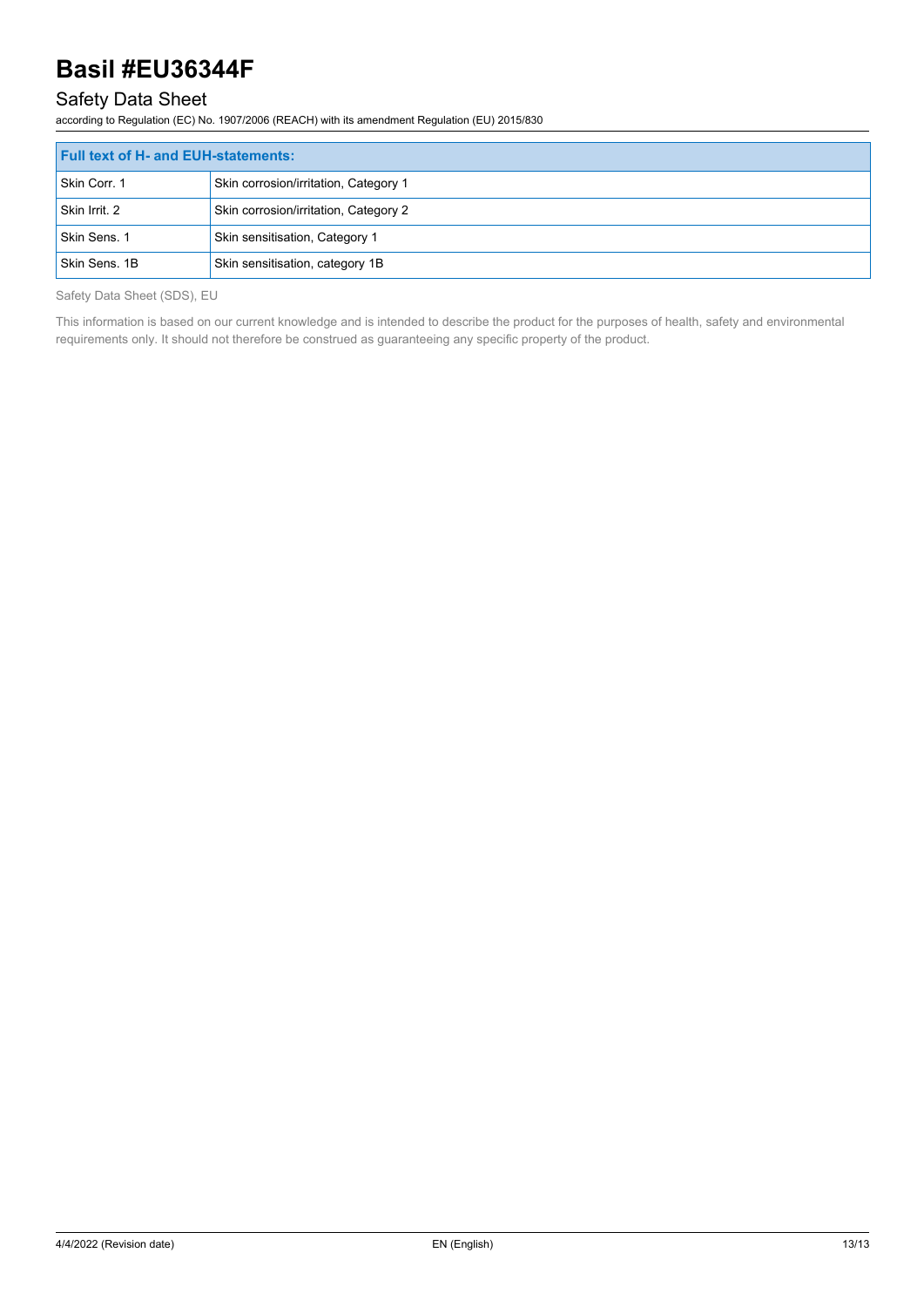| Full text of H- and EUH-statements: | |
| --- | --- |
| Skin Corr. 1 | Skin corrosion/irritation, Category 1 |
| Skin Irrit. 2 | Skin corrosion/irritation, Category 2 |
| Skin Sens. 1 | Skin sensitisation, Category 1 |
| Skin Sens. 1B | Skin sensitisation, category 1B |

Safety Data Sheet (SDS), EU

This information is based on our current knowledge and is intended to describe the product for the purposes of health, safety and environmental requirements only. It should not therefore be construed as guaranteeing any specific property of the product.